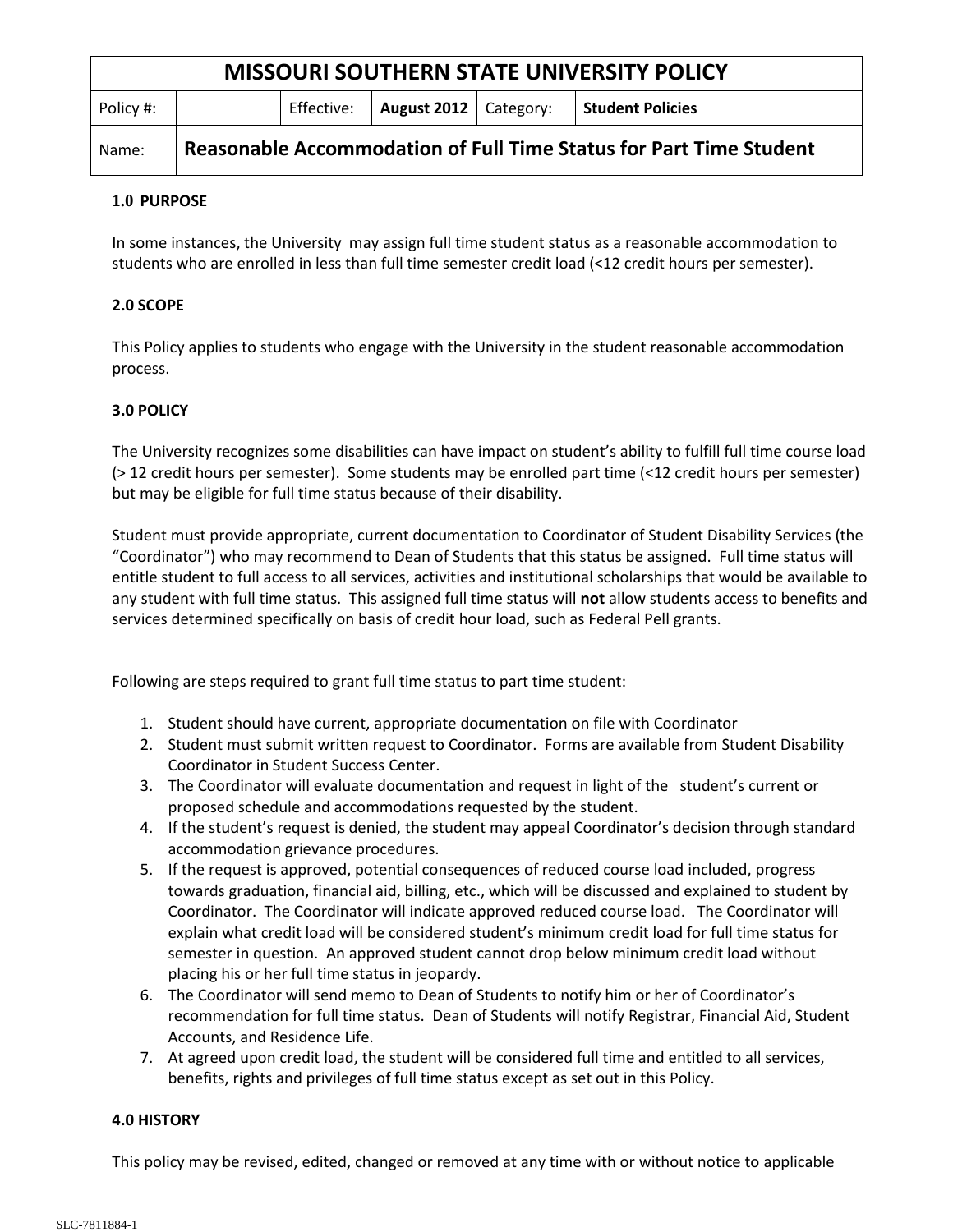| MISSOURI SOUTHERN STATE UNIVERSITY POLICY | | | | | |
|---|---|---|---|---|---|
| Policy #: | | Effective: | **August 2012** | Category: | **Student Policies** |
| Name: | **Reasonable Accommodation of Full Time Status for Part Time Student** | | | | |

### 1.0 PURPOSE

In some instances, the University may assign full time student status as a reasonable accommodation to students who are enrolled in less than full time semester credit load (<12 credit hours per semester).

### 2.0 SCOPE

This Policy applies to students who engage with the University in the student reasonable accommodation process.

### 3.0 POLICY

The University recognizes some disabilities can have impact on student's ability to fulfill full time course load (> 12 credit hours per semester). Some students may be enrolled part time (<12 credit hours per semester) but may be eligible for full time status because of their disability.

Student must provide appropriate, current documentation to Coordinator of Student Disability Services (the "Coordinator") who may recommend to Dean of Students that this status be assigned. Full time status will entitle student to full access to all services, activities and institutional scholarships that would be available to any student with full time status. This assigned full time status will **not** allow students access to benefits and services determined specifically on basis of credit hour load, such as Federal Pell grants.

Following are steps required to grant full time status to part time student:

1. Student should have current, appropriate documentation on file with Coordinator
2. Student must submit written request to Coordinator. Forms are available from Student Disability Coordinator in Student Success Center.
3. The Coordinator will evaluate documentation and request in light of the student's current or proposed schedule and accommodations requested by the student.
4. If the student's request is denied, the student may appeal Coordinator's decision through standard accommodation grievance procedures.
5. If the request is approved, potential consequences of reduced course load included, progress towards graduation, financial aid, billing, etc., which will be discussed and explained to student by Coordinator. The Coordinator will indicate approved reduced course load. The Coordinator will explain what credit load will be considered student's minimum credit load for full time status for semester in question. An approved student cannot drop below minimum credit load without placing his or her full time status in jeopardy.
6. The Coordinator will send memo to Dean of Students to notify him or her of Coordinator's recommendation for full time status. Dean of Students will notify Registrar, Financial Aid, Student Accounts, and Residence Life.
7. At agreed upon credit load, the student will be considered full time and entitled to all services, benefits, rights and privileges of full time status except as set out in this Policy.

### 4.0 HISTORY

This policy may be revised, edited, changed or removed at any time with or without notice to applicable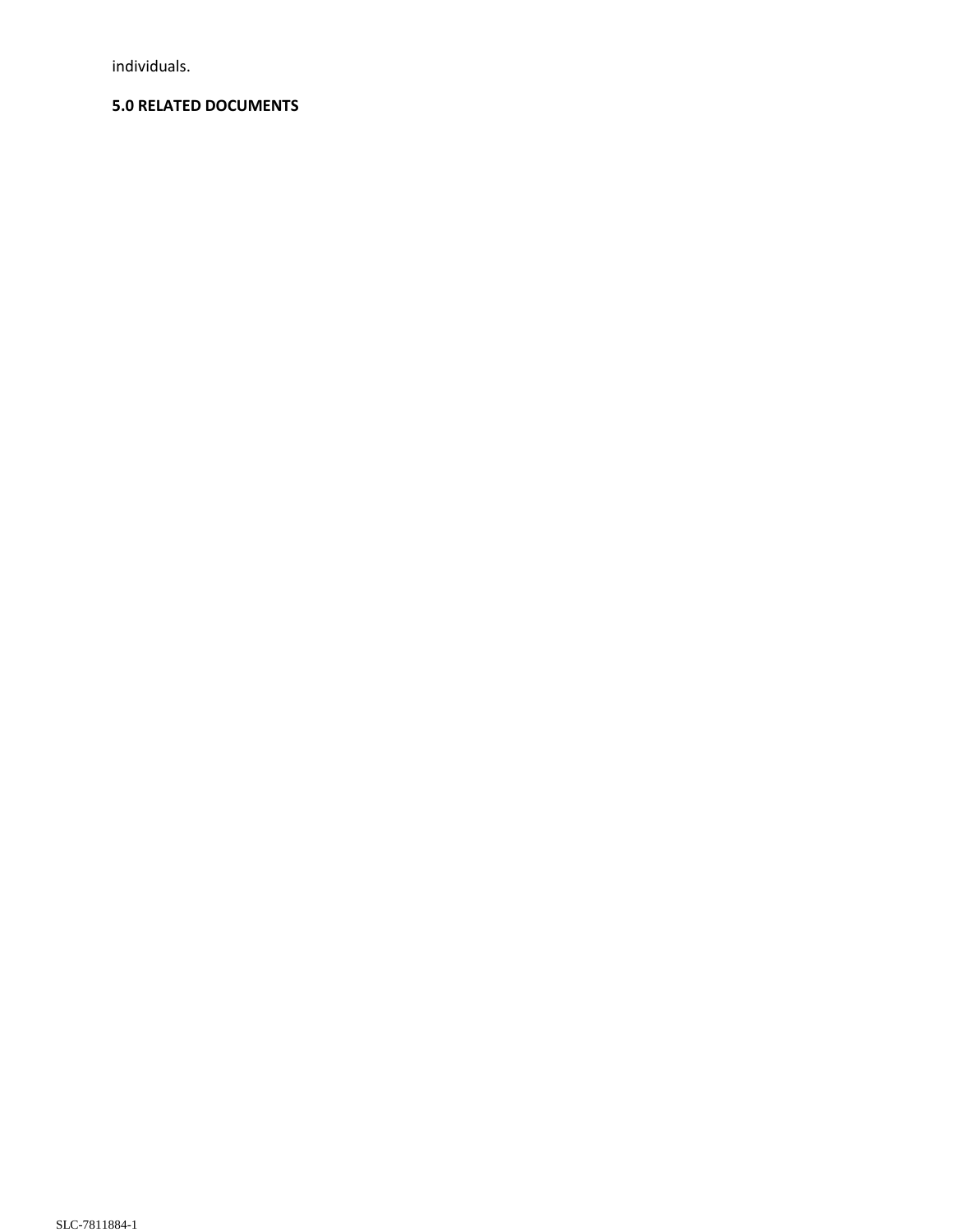individuals.

## 5.0 RELATED DOCUMENTS